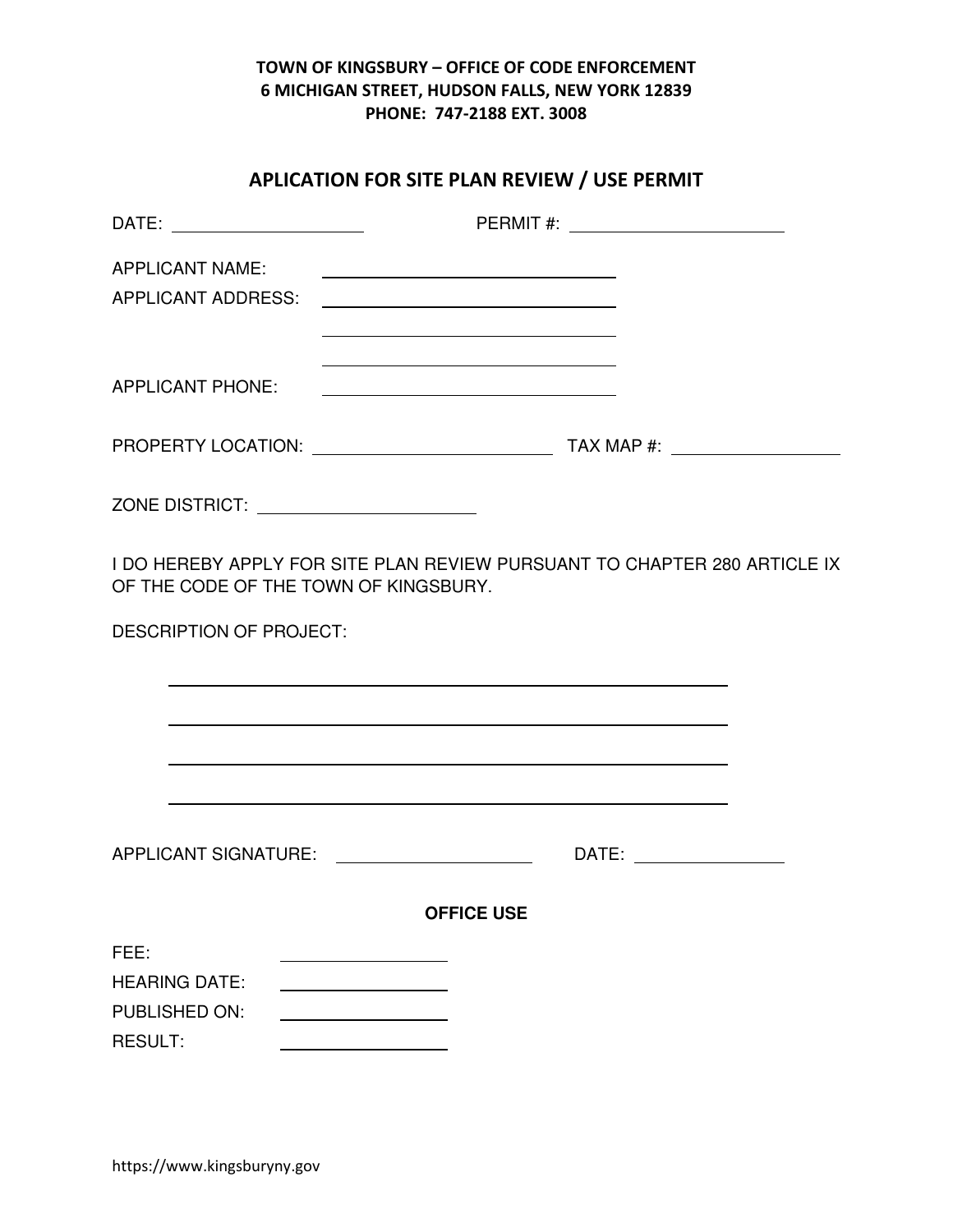**TOWN OF KINGSBURY – OFFICE OF CODE ENFORCEMENT**
**6 MICHIGAN STREET, HUDSON FALLS, NEW YORK 12839**
**PHONE: 747-2188 EXT. 3008**

## APLICATION FOR SITE PLAN REVIEW / USE PERMIT

DATE: ____________________ PERMIT #: ______________________

APPLICANT NAME: ______________________________

APPLICANT ADDRESS: ______________________________

______________________________

______________________________

APPLICANT PHONE: ______________________________

PROPERTY LOCATION: ________________________ TAX MAP #: __________________

ZONE DISTRICT: ______________________

I DO HEREBY APPLY FOR SITE PLAN REVIEW PURSUANT TO CHAPTER 280 ARTICLE IX OF THE CODE OF THE TOWN OF KINGSBURY.

DESCRIPTION OF PROJECT:

______________________________________________________________

______________________________________________________________

______________________________________________________________

______________________________________________________________

APPLICANT SIGNATURE: ____________________ DATE: _______________

**OFFICE USE**

FEE: ________________

HEARING DATE: ________________

PUBLISHED ON: ________________

RESULT: ________________

https://www.kingsburyny.gov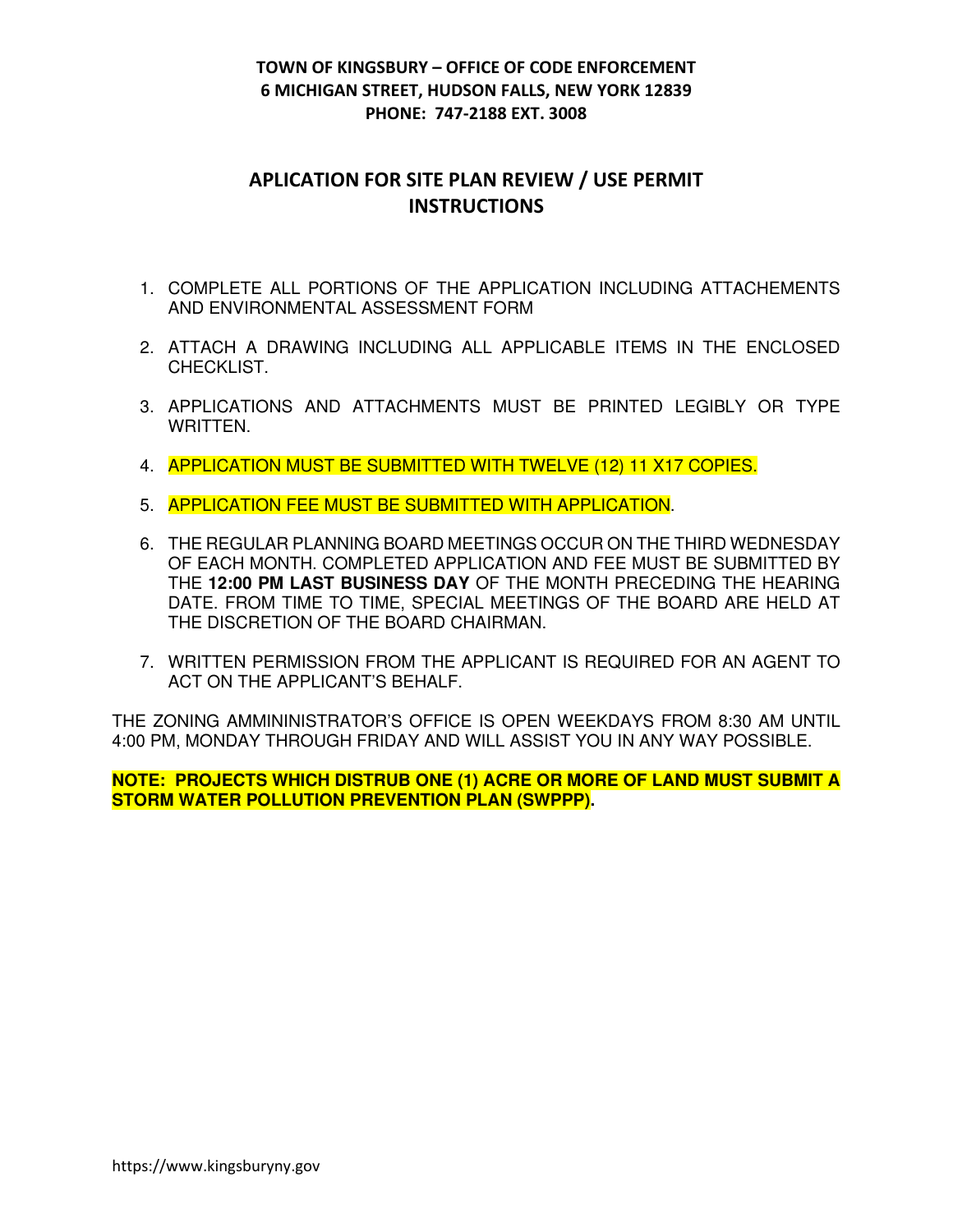**TOWN OF KINGSBURY – OFFICE OF CODE ENFORCEMENT**
**6 MICHIGAN STREET, HUDSON FALLS, NEW YORK 12839**
**PHONE: 747-2188 EXT. 3008**

# APLICATION FOR SITE PLAN REVIEW / USE PERMIT INSTRUCTIONS

1. COMPLETE ALL PORTIONS OF THE APPLICATION INCLUDING ATTACHEMENTS AND ENVIRONMENTAL ASSESSMENT FORM
2. ATTACH A DRAWING INCLUDING ALL APPLICABLE ITEMS IN THE ENCLOSED CHECKLIST.
3. APPLICATIONS AND ATTACHMENTS MUST BE PRINTED LEGIBLY OR TYPE WRITTEN.
4. APPLICATION MUST BE SUBMITTED WITH TWELVE (12) 11 X17 COPIES.
5. APPLICATION FEE MUST BE SUBMITTED WITH APPLICATION.
6. THE REGULAR PLANNING BOARD MEETINGS OCCUR ON THE THIRD WEDNESDAY OF EACH MONTH. COMPLETED APPLICATION AND FEE MUST BE SUBMITTED BY THE **12:00 PM LAST BUSINESS DAY** OF THE MONTH PRECEDING THE HEARING DATE. FROM TIME TO TIME, SPECIAL MEETINGS OF THE BOARD ARE HELD AT THE DISCRETION OF THE BOARD CHAIRMAN.
7. WRITTEN PERMISSION FROM THE APPLICANT IS REQUIRED FOR AN AGENT TO ACT ON THE APPLICANT'S BEHALF.

THE ZONING AMMININISTRATOR'S OFFICE IS OPEN WEEKDAYS FROM 8:30 AM UNTIL 4:00 PM, MONDAY THROUGH FRIDAY AND WILL ASSIST YOU IN ANY WAY POSSIBLE.

**NOTE: PROJECTS WHICH DISTRUB ONE (1) ACRE OR MORE OF LAND MUST SUBMIT A STORM WATER POLLUTION PREVENTION PLAN (SWPPP).**

https://www.kingsburyny.gov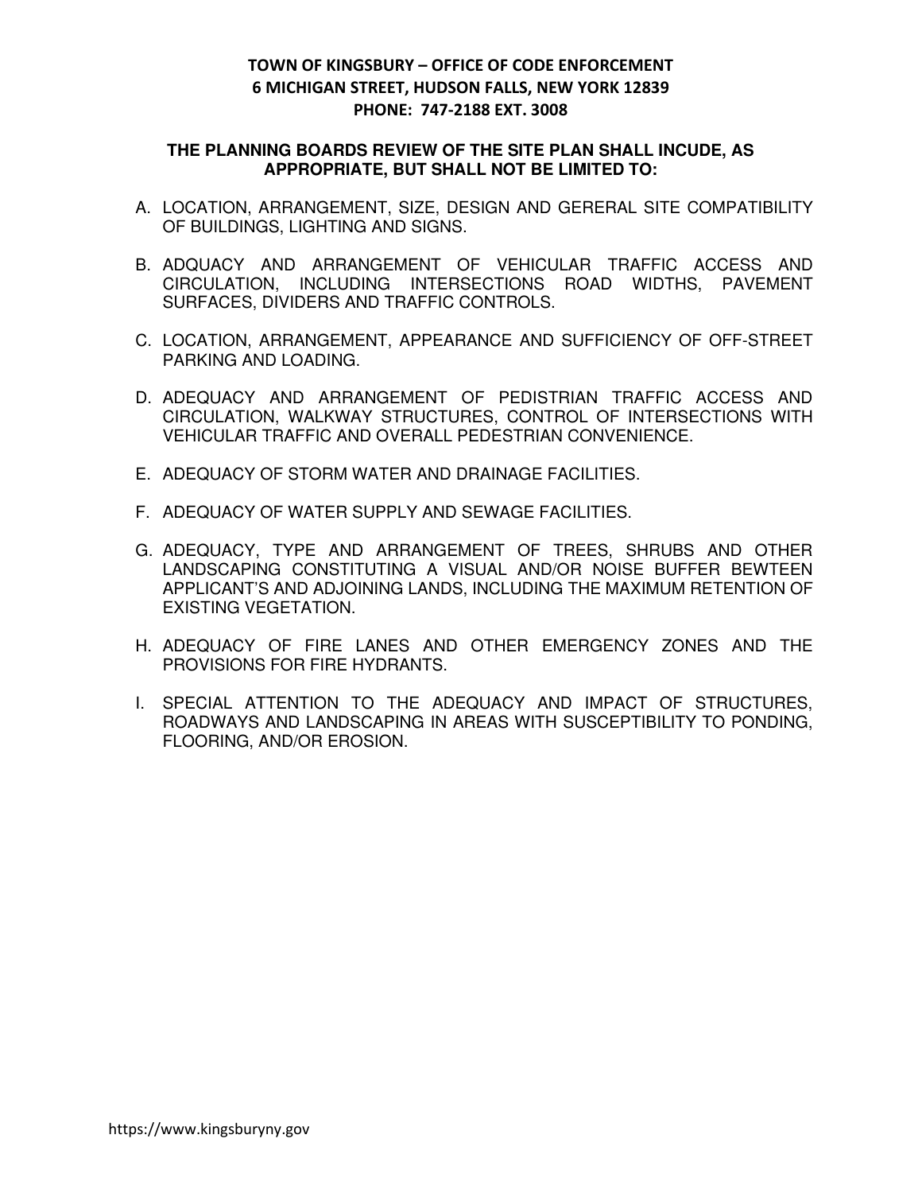**TOWN OF KINGSBURY – OFFICE OF CODE ENFORCEMENT**
**6 MICHIGAN STREET, HUDSON FALLS, NEW YORK 12839**
**PHONE: 747-2188 EXT. 3008**

## THE PLANNING BOARDS REVIEW OF THE SITE PLAN SHALL INCUDE, AS APPROPRIATE, BUT SHALL NOT BE LIMITED TO:

A. LOCATION, ARRANGEMENT, SIZE, DESIGN AND GERERAL SITE COMPATIBILITY OF BUILDINGS, LIGHTING AND SIGNS.

B. ADQUACY AND ARRANGEMENT OF VEHICULAR TRAFFIC ACCESS AND CIRCULATION, INCLUDING INTERSECTIONS ROAD WIDTHS, PAVEMENT SURFACES, DIVIDERS AND TRAFFIC CONTROLS.

C. LOCATION, ARRANGEMENT, APPEARANCE AND SUFFICIENCY OF OFF-STREET PARKING AND LOADING.

D. ADEQUACY AND ARRANGEMENT OF PEDISTRIAN TRAFFIC ACCESS AND CIRCULATION, WALKWAY STRUCTURES, CONTROL OF INTERSECTIONS WITH VEHICULAR TRAFFIC AND OVERALL PEDESTRIAN CONVENIENCE.

E. ADEQUACY OF STORM WATER AND DRAINAGE FACILITIES.

F. ADEQUACY OF WATER SUPPLY AND SEWAGE FACILITIES.

G. ADEQUACY, TYPE AND ARRANGEMENT OF TREES, SHRUBS AND OTHER LANDSCAPING CONSTITUTING A VISUAL AND/OR NOISE BUFFER BEWTEEN APPLICANT'S AND ADJOINING LANDS, INCLUDING THE MAXIMUM RETENTION OF EXISTING VEGETATION.

H. ADEQUACY OF FIRE LANES AND OTHER EMERGENCY ZONES AND THE PROVISIONS FOR FIRE HYDRANTS.

I. SPECIAL ATTENTION TO THE ADEQUACY AND IMPACT OF STRUCTURES, ROADWAYS AND LANDSCAPING IN AREAS WITH SUSCEPTIBILITY TO PONDING, FLOORING, AND/OR EROSION.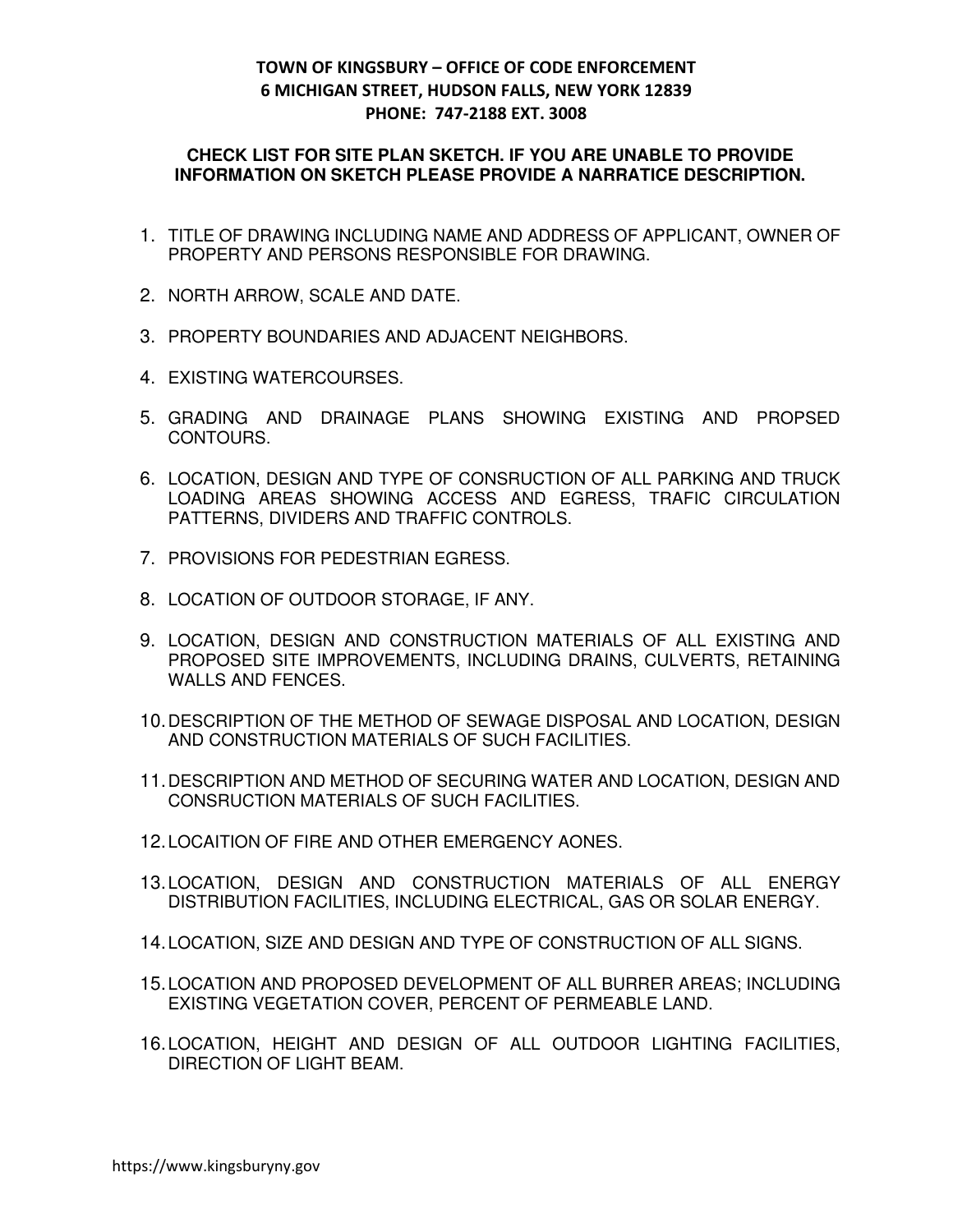**TOWN OF KINGSBURY – OFFICE OF CODE ENFORCEMENT**
**6 MICHIGAN STREET, HUDSON FALLS, NEW YORK 12839**
**PHONE: 747-2188 EXT. 3008**

**CHECK LIST FOR SITE PLAN SKETCH. IF YOU ARE UNABLE TO PROVIDE INFORMATION ON SKETCH PLEASE PROVIDE A NARRATICE DESCRIPTION.**

1. TITLE OF DRAWING INCLUDING NAME AND ADDRESS OF APPLICANT, OWNER OF PROPERTY AND PERSONS RESPONSIBLE FOR DRAWING.
2. NORTH ARROW, SCALE AND DATE.
3. PROPERTY BOUNDARIES AND ADJACENT NEIGHBORS.
4. EXISTING WATERCOURSES.
5. GRADING AND DRAINAGE PLANS SHOWING EXISTING AND PROPSED CONTOURS.
6. LOCATION, DESIGN AND TYPE OF CONSRUCTION OF ALL PARKING AND TRUCK LOADING AREAS SHOWING ACCESS AND EGRESS, TRAFIC CIRCULATION PATTERNS, DIVIDERS AND TRAFFIC CONTROLS.
7. PROVISIONS FOR PEDESTRIAN EGRESS.
8. LOCATION OF OUTDOOR STORAGE, IF ANY.
9. LOCATION, DESIGN AND CONSTRUCTION MATERIALS OF ALL EXISTING AND PROPOSED SITE IMPROVEMENTS, INCLUDING DRAINS, CULVERTS, RETAINING WALLS AND FENCES.
10. DESCRIPTION OF THE METHOD OF SEWAGE DISPOSAL AND LOCATION, DESIGN AND CONSTRUCTION MATERIALS OF SUCH FACILITIES.
11. DESCRIPTION AND METHOD OF SECURING WATER AND LOCATION, DESIGN AND CONSRUCTION MATERIALS OF SUCH FACILITIES.
12. LOCAITION OF FIRE AND OTHER EMERGENCY AONES.
13. LOCATION, DESIGN AND CONSTRUCTION MATERIALS OF ALL ENERGY DISTRIBUTION FACILITIES, INCLUDING ELECTRICAL, GAS OR SOLAR ENERGY.
14. LOCATION, SIZE AND DESIGN AND TYPE OF CONSTRUCTION OF ALL SIGNS.
15. LOCATION AND PROPOSED DEVELOPMENT OF ALL BURRER AREAS; INCLUDING EXISTING VEGETATION COVER, PERCENT OF PERMEABLE LAND.
16. LOCATION, HEIGHT AND DESIGN OF ALL OUTDOOR LIGHTING FACILITIES, DIRECTION OF LIGHT BEAM.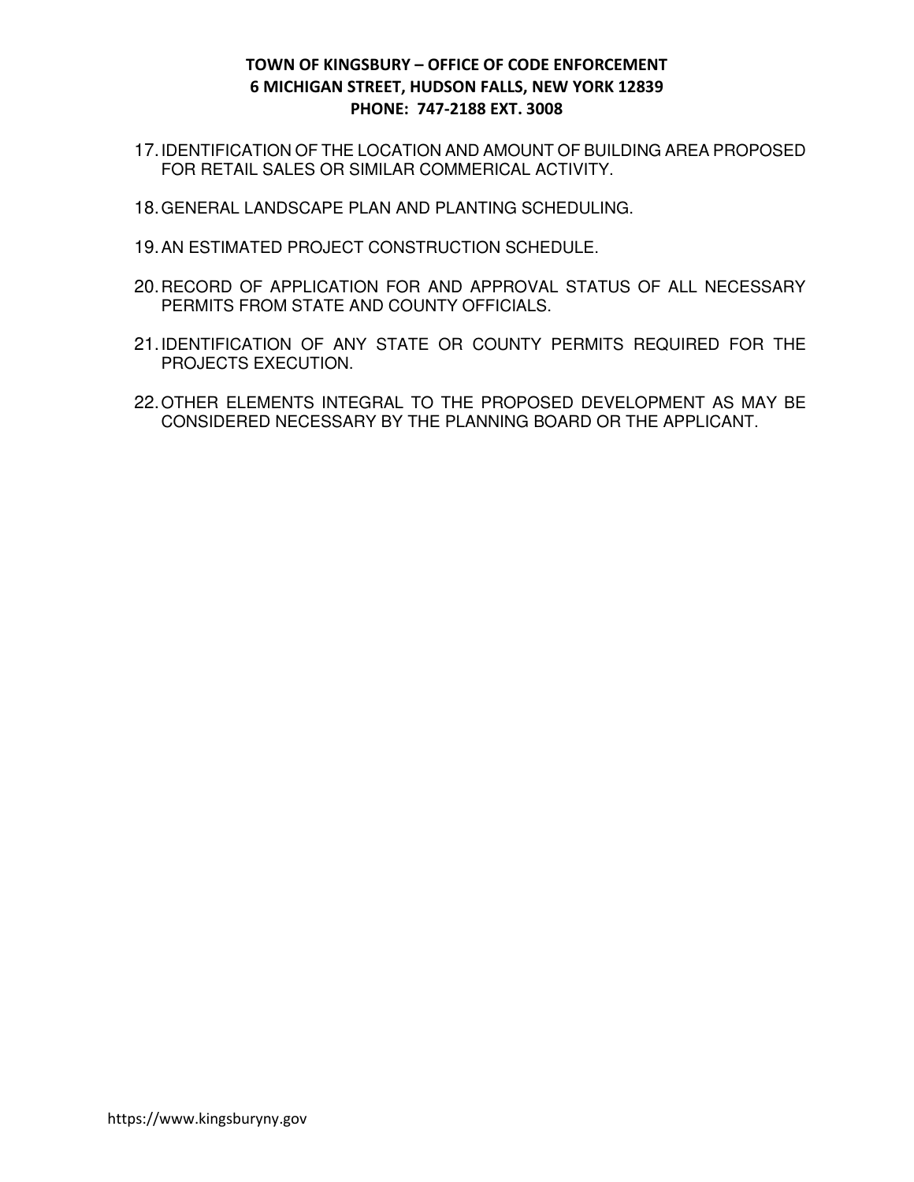17. IDENTIFICATION OF THE LOCATION AND AMOUNT OF BUILDING AREA PROPOSED FOR RETAIL SALES OR SIMILAR COMMERICAL ACTIVITY.

18. GENERAL LANDSCAPE PLAN AND PLANTING SCHEDULING.

19. AN ESTIMATED PROJECT CONSTRUCTION SCHEDULE.

20. RECORD OF APPLICATION FOR AND APPROVAL STATUS OF ALL NECESSARY PERMITS FROM STATE AND COUNTY OFFICIALS.

21. IDENTIFICATION OF ANY STATE OR COUNTY PERMITS REQUIRED FOR THE PROJECTS EXECUTION.

22. OTHER ELEMENTS INTEGRAL TO THE PROPOSED DEVELOPMENT AS MAY BE CONSIDERED NECESSARY BY THE PLANNING BOARD OR THE APPLICANT.